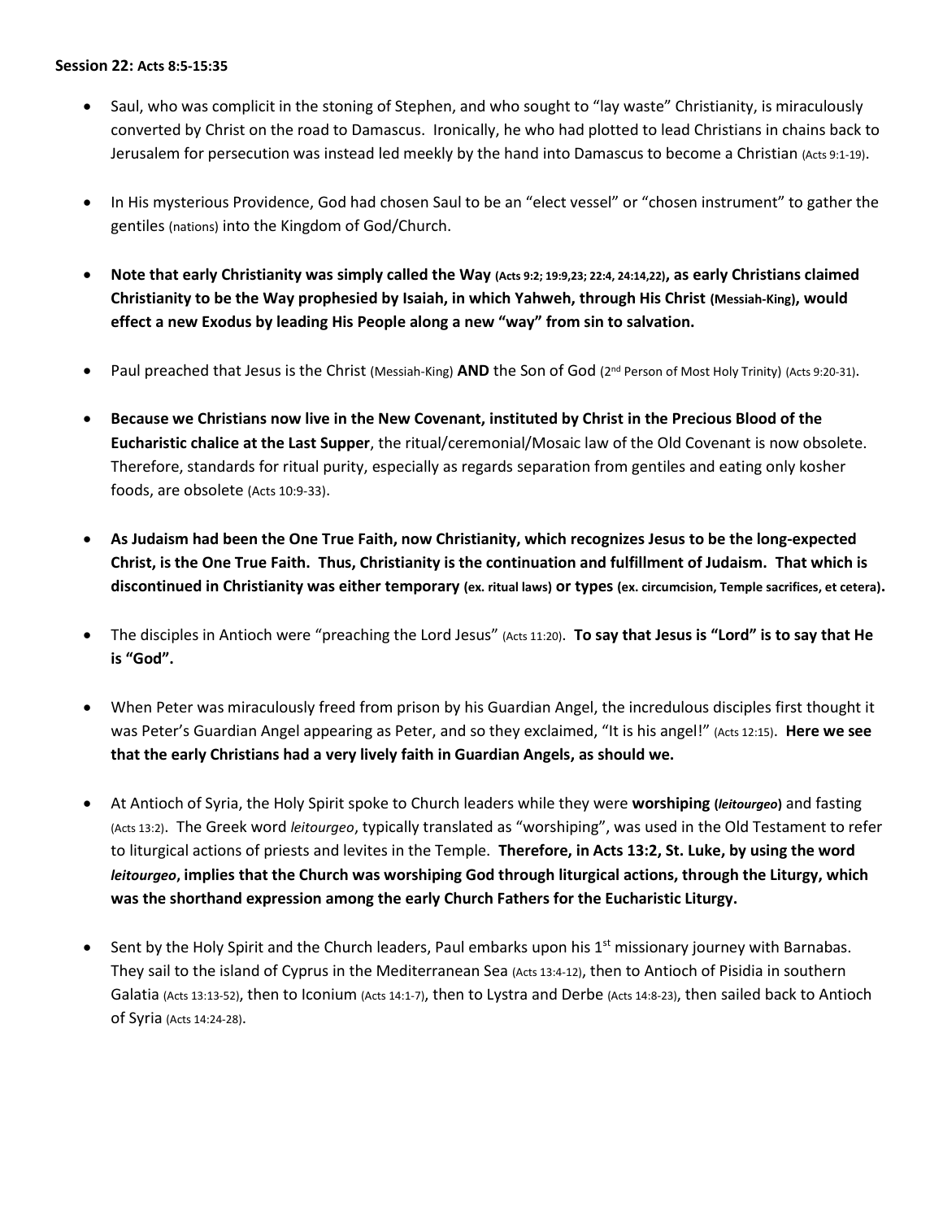**Session 22: Acts 8:5-15:35**

- Saul, who was complicit in the stoning of Stephen, and who sought to "lay waste" Christianity, is miraculously converted by Christ on the road to Damascus. Ironically, he who had plotted to lead Christians in chains back to Jerusalem for persecution was instead led meekly by the hand into Damascus to become a Christian (Acts 9:1-19).

- In His mysterious Providence, God had chosen Saul to be an "elect vessel" or "chosen instrument" to gather the gentiles (nations) into the Kingdom of God/Church.

- **Note that early Christianity was simply called the Way (Acts 9:2; 19:9,23; 22:4, 24:14,22), as early Christians claimed Christianity to be the Way prophesied by Isaiah, in which Yahweh, through His Christ (Messiah-King), would effect a new Exodus by leading His People along a new "way" from sin to salvation.**

- Paul preached that Jesus is the Christ (Messiah-King) **AND** the Son of God (2nd Person of Most Holy Trinity) (Acts 9:20-31).

- **Because we Christians now live in the New Covenant, instituted by Christ in the Precious Blood of the Eucharistic chalice at the Last Supper**, the ritual/ceremonial/Mosaic law of the Old Covenant is now obsolete. Therefore, standards for ritual purity, especially as regards separation from gentiles and eating only kosher foods, are obsolete (Acts 10:9-33).

- **As Judaism had been the One True Faith, now Christianity, which recognizes Jesus to be the long-expected Christ, is the One True Faith. Thus, Christianity is the continuation and fulfillment of Judaism. That which is discontinued in Christianity was either temporary (ex. ritual laws) or types (ex. circumcision, Temple sacrifices, et cetera).**

- The disciples in Antioch were "preaching the Lord Jesus" (Acts 11:20). **To say that Jesus is "Lord" is to say that He is "God".**

- When Peter was miraculously freed from prison by his Guardian Angel, the incredulous disciples first thought it was Peter's Guardian Angel appearing as Peter, and so they exclaimed, "It is his angel!" (Acts 12:15). **Here we see that the early Christians had a very lively faith in Guardian Angels, as should we.**

- At Antioch of Syria, the Holy Spirit spoke to Church leaders while they were **worshiping (*leitourgeo*)** and fasting (Acts 13:2). The Greek word *leitourgeo*, typically translated as "worshiping", was used in the Old Testament to refer to liturgical actions of priests and levites in the Temple. **Therefore, in Acts 13:2, St. Luke, by using the word *leitourgeo*, implies that the Church was worshiping God through liturgical actions, through the Liturgy, which was the shorthand expression among the early Church Fathers for the Eucharistic Liturgy.**

- Sent by the Holy Spirit and the Church leaders, Paul embarks upon his 1st missionary journey with Barnabas. They sail to the island of Cyprus in the Mediterranean Sea (Acts 13:4-12), then to Antioch of Pisidia in southern Galatia (Acts 13:13-52), then to Iconium (Acts 14:1-7), then to Lystra and Derbe (Acts 14:8-23), then sailed back to Antioch of Syria (Acts 14:24-28).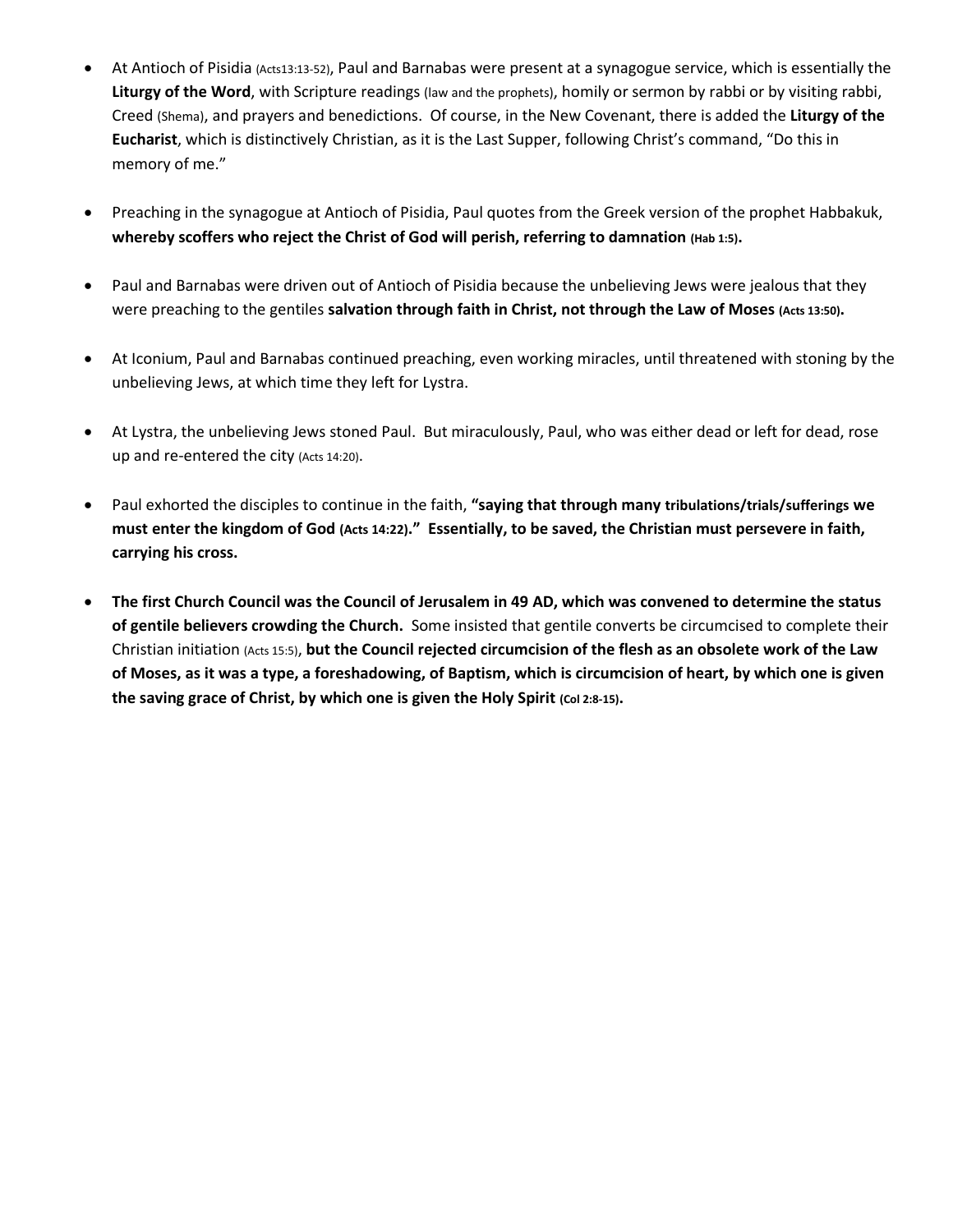- At Antioch of Pisidia (Acts13:13-52), Paul and Barnabas were present at a synagogue service, which is essentially the **Liturgy of the Word**, with Scripture readings (law and the prophets), homily or sermon by rabbi or by visiting rabbi, Creed (Shema), and prayers and benedictions. Of course, in the New Covenant, there is added the **Liturgy of the Eucharist**, which is distinctively Christian, as it is the Last Supper, following Christ's command, "Do this in memory of me."

- Preaching in the synagogue at Antioch of Pisidia, Paul quotes from the Greek version of the prophet Habbakuk, **whereby scoffers who reject the Christ of God will perish, referring to damnation (Hab 1:5).**

- Paul and Barnabas were driven out of Antioch of Pisidia because the unbelieving Jews were jealous that they were preaching to the gentiles **salvation through faith in Christ, not through the Law of Moses (Acts 13:50).**

- At Iconium, Paul and Barnabas continued preaching, even working miracles, until threatened with stoning by the unbelieving Jews, at which time they left for Lystra.

- At Lystra, the unbelieving Jews stoned Paul. But miraculously, Paul, who was either dead or left for dead, rose up and re-entered the city (Acts 14:20).

- Paul exhorted the disciples to continue in the faith, **"saying that through many tribulations/trials/sufferings we must enter the kingdom of God (Acts 14:22)." Essentially, to be saved, the Christian must persevere in faith, carrying his cross.**

- **The first Church Council was the Council of Jerusalem in 49 AD, which was convened to determine the status of gentile believers crowding the Church.** Some insisted that gentile converts be circumcised to complete their Christian initiation (Acts 15:5), **but the Council rejected circumcision of the flesh as an obsolete work of the Law of Moses, as it was a type, a foreshadowing, of Baptism, which is circumcision of heart, by which one is given the saving grace of Christ, by which one is given the Holy Spirit (Col 2:8-15).**